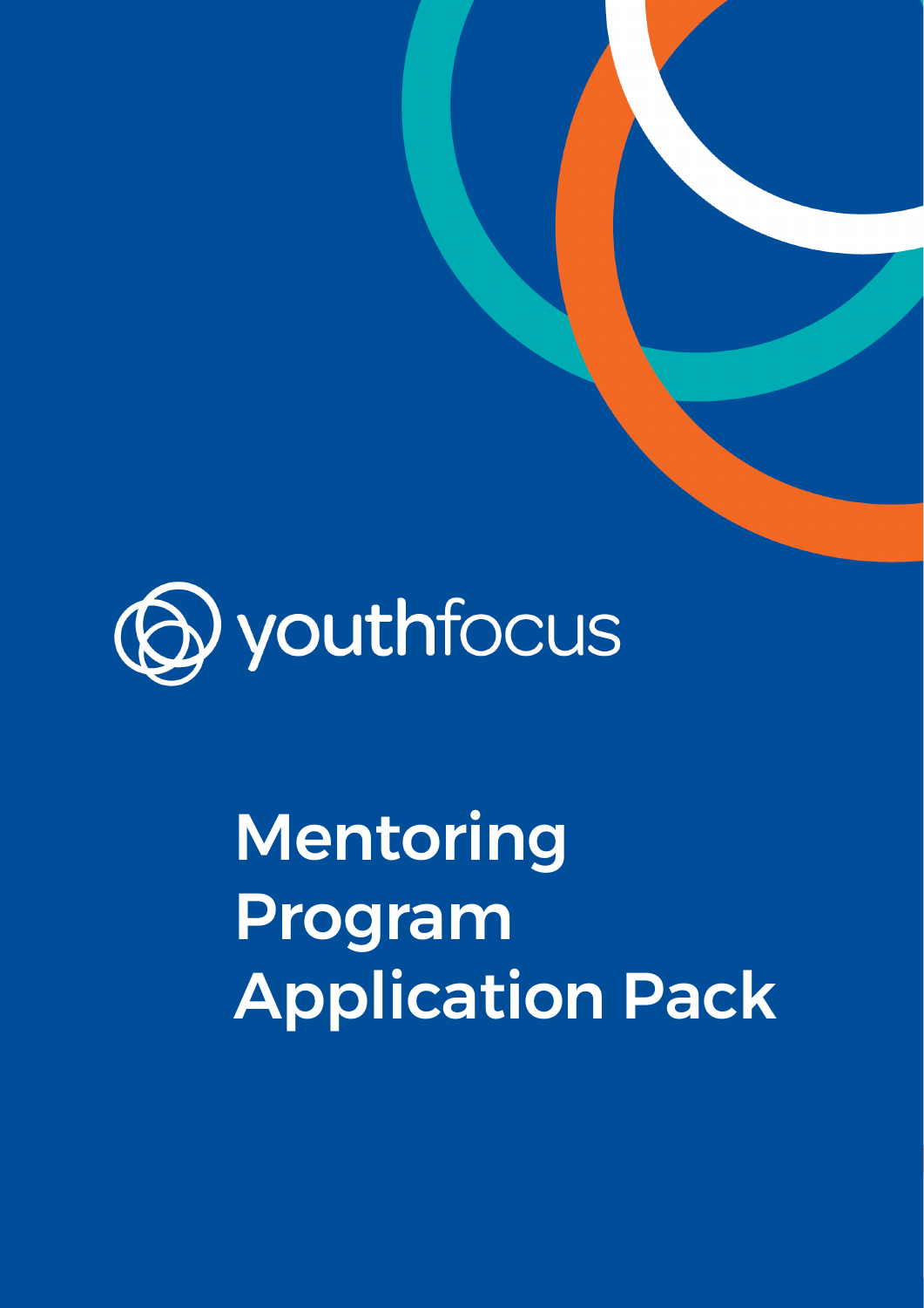youthfocus

# Mentoring Program Application Pack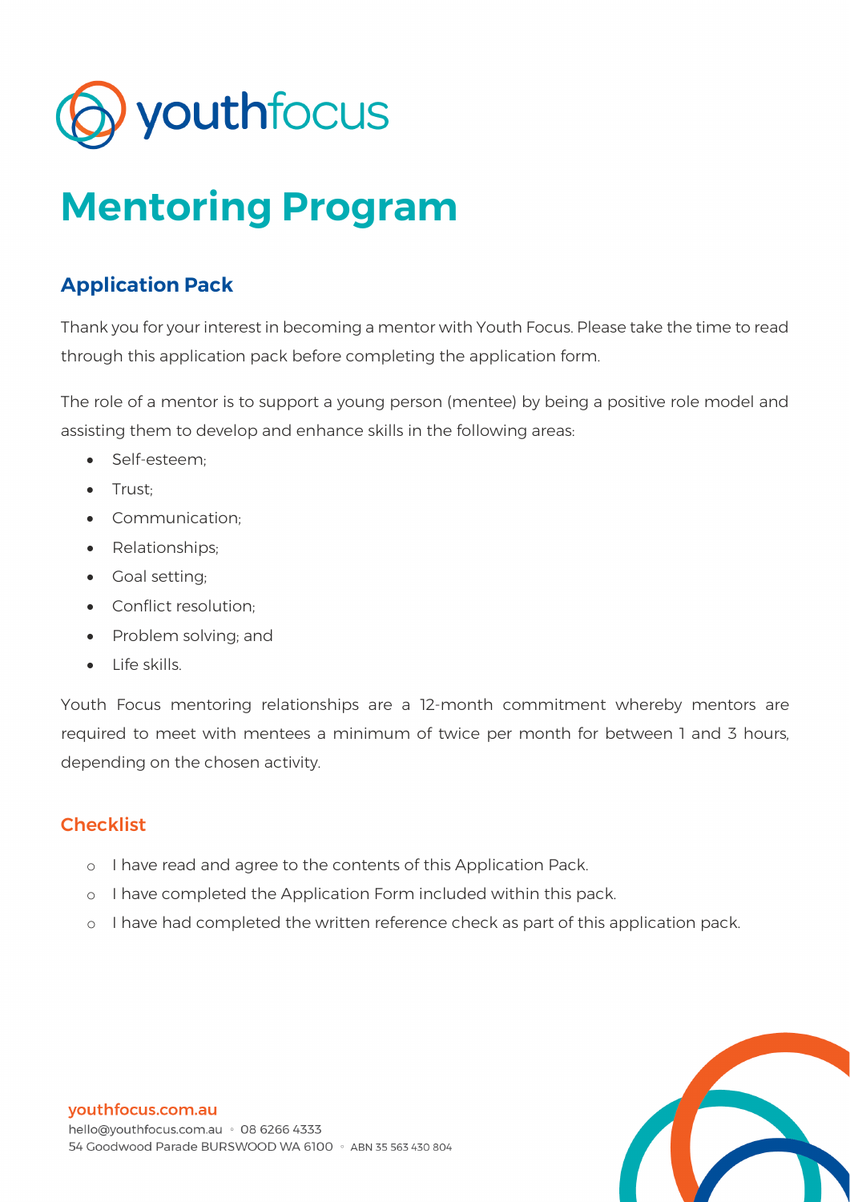# Mentoring Program

## Application Pack

Thank you for your interest in becoming a mentor with Youth Focus. Please take the time to read through this application pack before completing the application form.

The role of a mentor is to support a young person (mentee) by being a positive role model and assisting them to develop and enhance skills in the following areas:

- Self-esteem;
- Trust;
- Communication;
- Relationships;
- Goal setting;
- Conflict resolution;
- Problem solving; and
- Life skills.

Youth Focus mentoring relationships are a 12-month commitment whereby mentors are required to meet with mentees a minimum of twice per month for between 1 and 3 hours, depending on the chosen activity.

### Checklist

- ○ I have read and agree to the contents of this Application Pack.
- ○ I have completed the Application Form included within this pack.
- ○ I have had completed the written reference check as part of this application pack.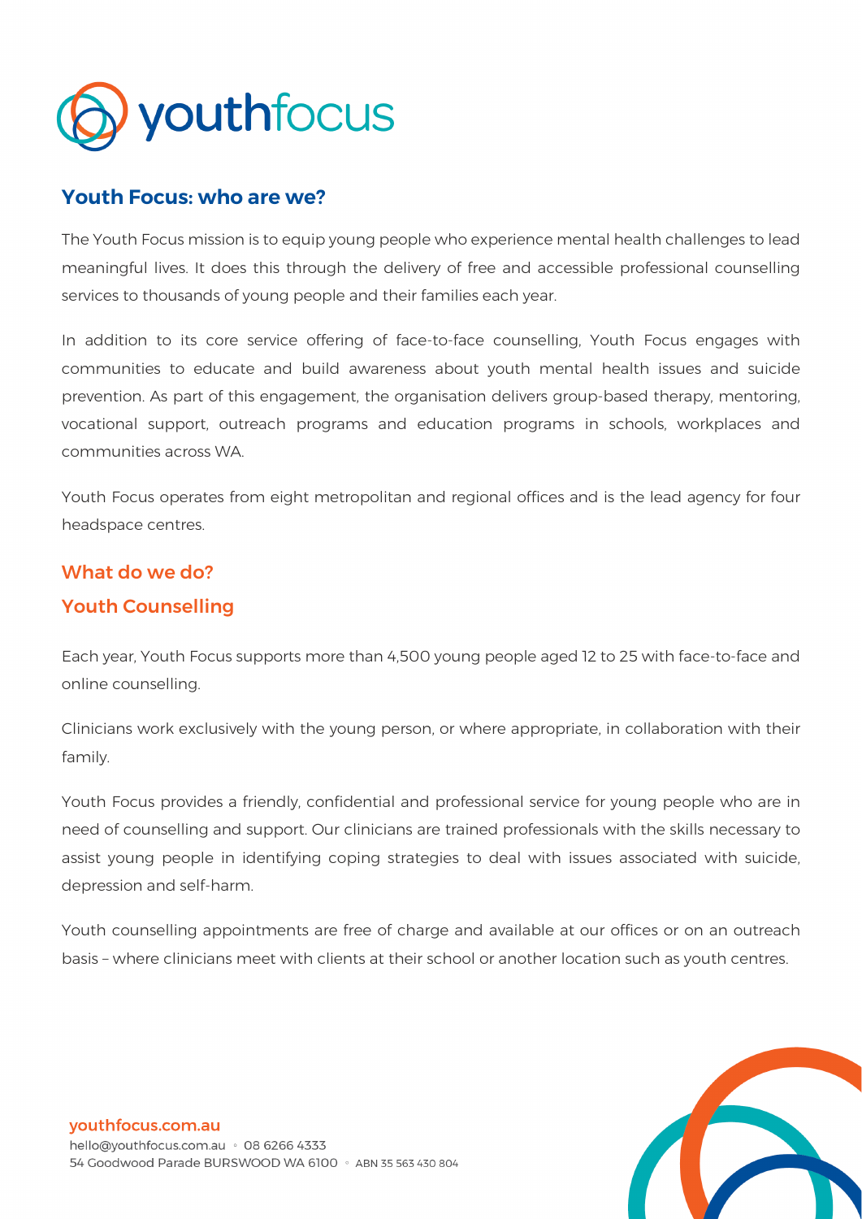## Youth Focus: who are we?

The Youth Focus mission is to equip young people who experience mental health challenges to lead meaningful lives. It does this through the delivery of free and accessible professional counselling services to thousands of young people and their families each year.

In addition to its core service offering of face-to-face counselling, Youth Focus engages with communities to educate and build awareness about youth mental health issues and suicide prevention. As part of this engagement, the organisation delivers group-based therapy, mentoring, vocational support, outreach programs and education programs in schools, workplaces and communities across WA.

Youth Focus operates from eight metropolitan and regional offices and is the lead agency for four headspace centres.

## What do we do?

### Youth Counselling

Each year, Youth Focus supports more than 4,500 young people aged 12 to 25 with face-to-face and online counselling.

Clinicians work exclusively with the young person, or where appropriate, in collaboration with their family.

Youth Focus provides a friendly, confidential and professional service for young people who are in need of counselling and support. Our clinicians are trained professionals with the skills necessary to assist young people in identifying coping strategies to deal with issues associated with suicide, depression and self-harm.

Youth counselling appointments are free of charge and available at our offices or on an outreach basis – where clinicians meet with clients at their school or another location such as youth centres.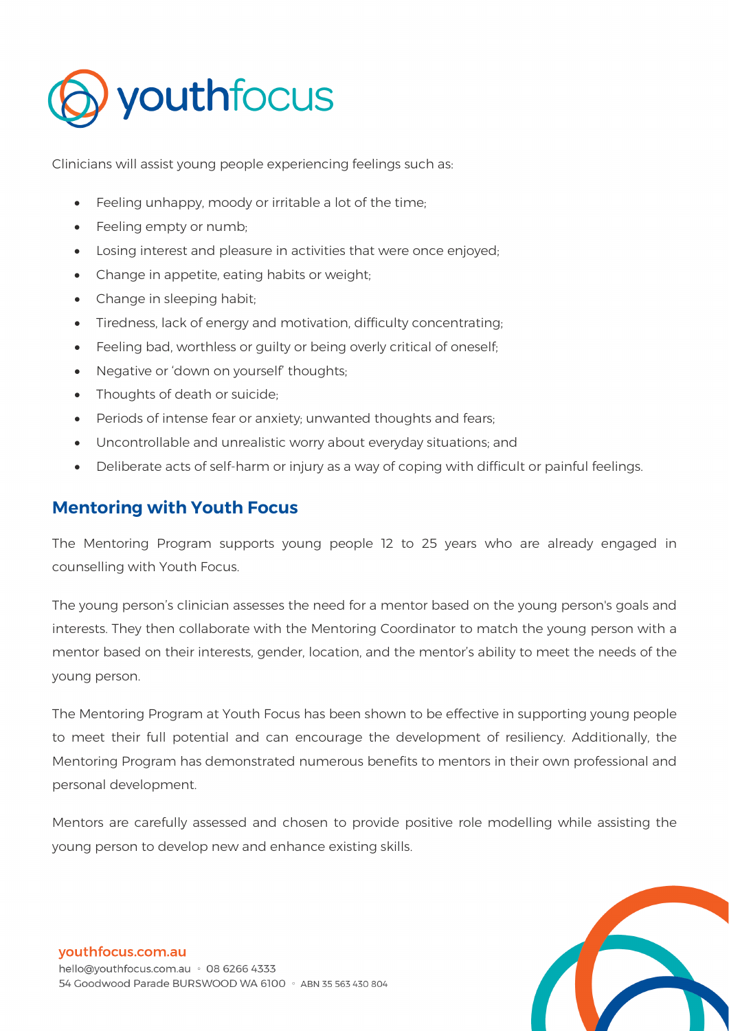Clinicians will assist young people experiencing feelings such as:

- Feeling unhappy, moody or irritable a lot of the time;
- Feeling empty or numb;
- Losing interest and pleasure in activities that were once enjoyed;
- Change in appetite, eating habits or weight;
- Change in sleeping habit;
- Tiredness, lack of energy and motivation, difficulty concentrating;
- Feeling bad, worthless or guilty or being overly critical of oneself;
- Negative or 'down on yourself' thoughts;
- Thoughts of death or suicide;
- Periods of intense fear or anxiety; unwanted thoughts and fears;
- Uncontrollable and unrealistic worry about everyday situations; and
- Deliberate acts of self-harm or injury as a way of coping with difficult or painful feelings.

## Mentoring with Youth Focus

The Mentoring Program supports young people 12 to 25 years who are already engaged in counselling with Youth Focus.

The young person's clinician assesses the need for a mentor based on the young person's goals and interests. They then collaborate with the Mentoring Coordinator to match the young person with a mentor based on their interests, gender, location, and the mentor's ability to meet the needs of the young person.

The Mentoring Program at Youth Focus has been shown to be effective in supporting young people to meet their full potential and can encourage the development of resiliency. Additionally, the Mentoring Program has demonstrated numerous benefits to mentors in their own professional and personal development.

Mentors are carefully assessed and chosen to provide positive role modelling while assisting the young person to develop new and enhance existing skills.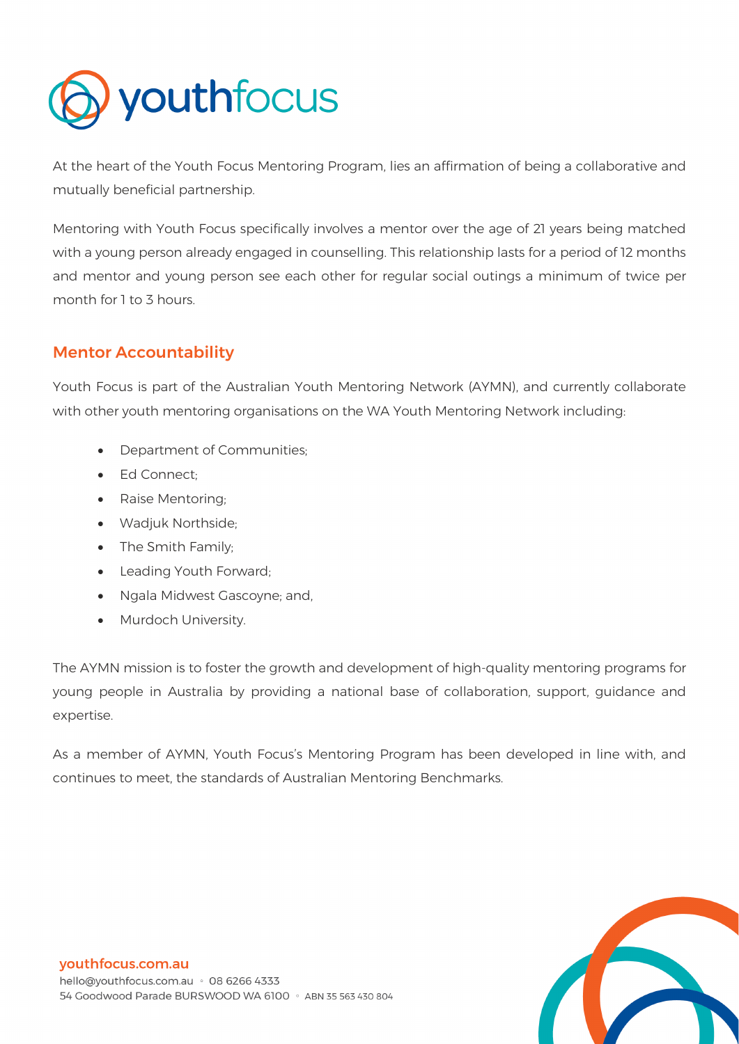At the heart of the Youth Focus Mentoring Program, lies an affirmation of being a collaborative and mutually beneficial partnership.

Mentoring with Youth Focus specifically involves a mentor over the age of 21 years being matched with a young person already engaged in counselling. This relationship lasts for a period of 12 months and mentor and young person see each other for regular social outings a minimum of twice per month for 1 to 3 hours.

## Mentor Accountability

Youth Focus is part of the Australian Youth Mentoring Network (AYMN), and currently collaborate with other youth mentoring organisations on the WA Youth Mentoring Network including:

- Department of Communities;
- Ed Connect;
- Raise Mentoring;
- Wadjuk Northside;
- The Smith Family;
- Leading Youth Forward;
- Ngala Midwest Gascoyne; and,
- Murdoch University.

The AYMN mission is to foster the growth and development of high-quality mentoring programs for young people in Australia by providing a national base of collaboration, support, guidance and expertise.

As a member of AYMN, Youth Focus's Mentoring Program has been developed in line with, and continues to meet, the standards of Australian Mentoring Benchmarks.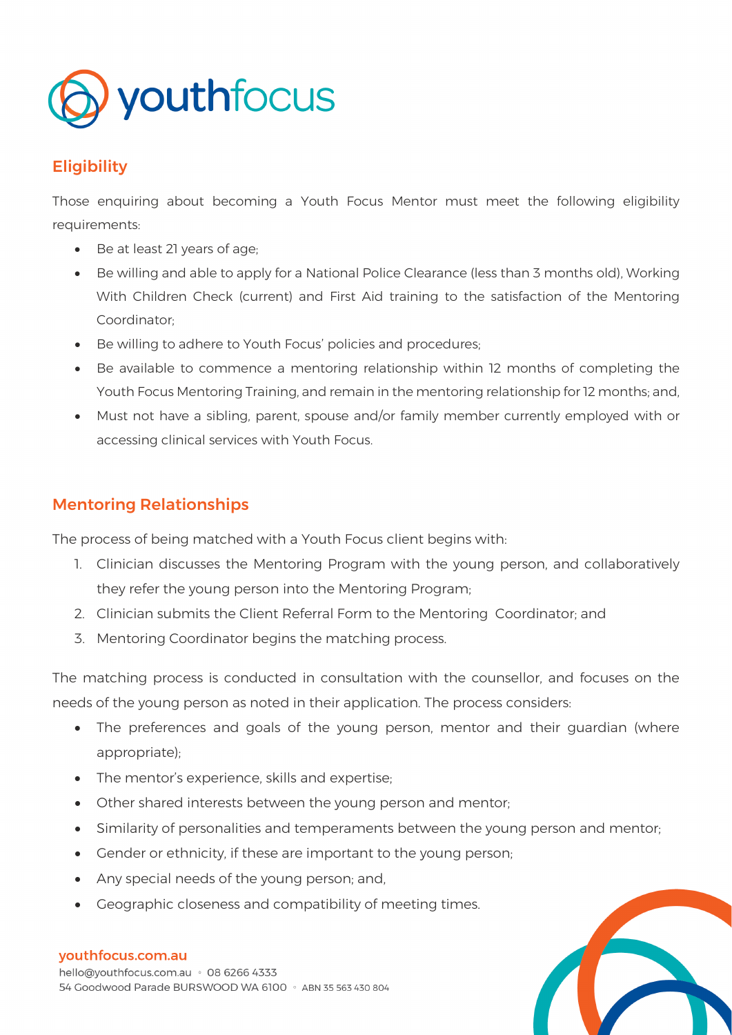## Eligibility

Those enquiring about becoming a Youth Focus Mentor must meet the following eligibility requirements:

- Be at least 21 years of age;
- Be willing and able to apply for a National Police Clearance (less than 3 months old), Working With Children Check (current) and First Aid training to the satisfaction of the Mentoring Coordinator;
- Be willing to adhere to Youth Focus' policies and procedures;
- Be available to commence a mentoring relationship within 12 months of completing the Youth Focus Mentoring Training, and remain in the mentoring relationship for 12 months; and,
- Must not have a sibling, parent, spouse and/or family member currently employed with or accessing clinical services with Youth Focus.

## Mentoring Relationships

The process of being matched with a Youth Focus client begins with:

1. Clinician discusses the Mentoring Program with the young person, and collaboratively they refer the young person into the Mentoring Program;
2. Clinician submits the Client Referral Form to the Mentoring Coordinator; and
3. Mentoring Coordinator begins the matching process.

The matching process is conducted in consultation with the counsellor, and focuses on the needs of the young person as noted in their application. The process considers:

- The preferences and goals of the young person, mentor and their guardian (where appropriate);
- The mentor's experience, skills and expertise;
- Other shared interests between the young person and mentor;
- Similarity of personalities and temperaments between the young person and mentor;
- Gender or ethnicity, if these are important to the young person;
- Any special needs of the young person; and,
- Geographic closeness and compatibility of meeting times.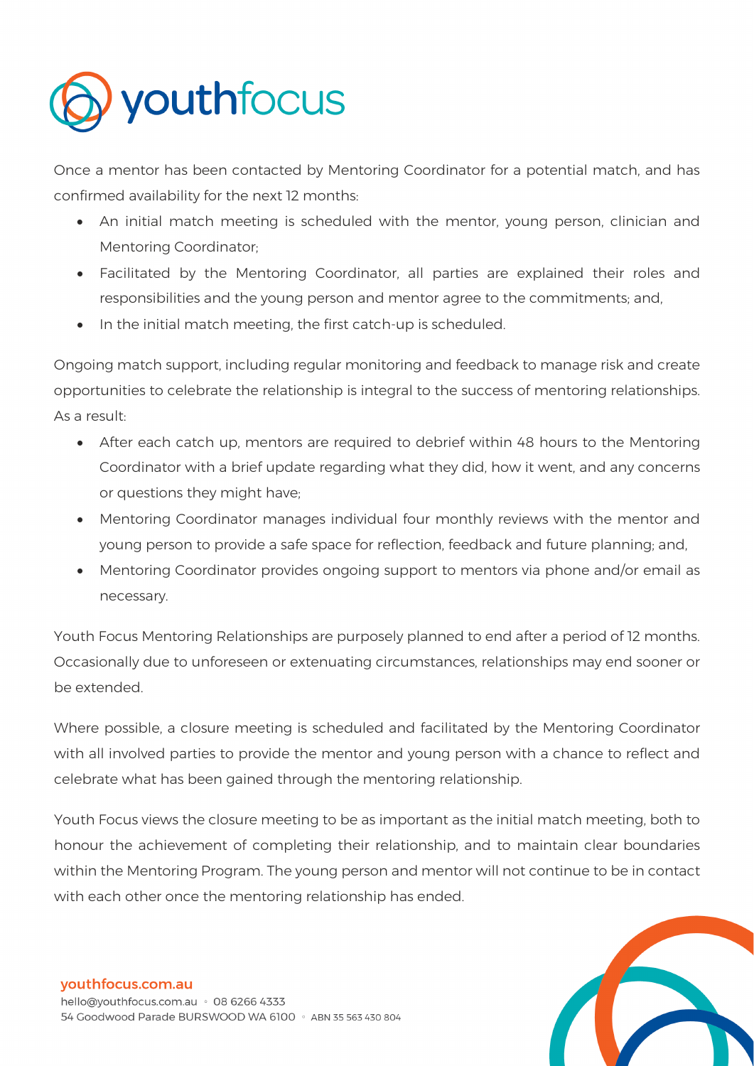Once a mentor has been contacted by Mentoring Coordinator for a potential match, and has confirmed availability for the next 12 months:

- An initial match meeting is scheduled with the mentor, young person, clinician and Mentoring Coordinator;
- Facilitated by the Mentoring Coordinator, all parties are explained their roles and responsibilities and the young person and mentor agree to the commitments; and,
- In the initial match meeting, the first catch-up is scheduled.

Ongoing match support, including regular monitoring and feedback to manage risk and create opportunities to celebrate the relationship is integral to the success of mentoring relationships. As a result:

- After each catch up, mentors are required to debrief within 48 hours to the Mentoring Coordinator with a brief update regarding what they did, how it went, and any concerns or questions they might have;
- Mentoring Coordinator manages individual four monthly reviews with the mentor and young person to provide a safe space for reflection, feedback and future planning; and,
- Mentoring Coordinator provides ongoing support to mentors via phone and/or email as necessary.

Youth Focus Mentoring Relationships are purposely planned to end after a period of 12 months. Occasionally due to unforeseen or extenuating circumstances, relationships may end sooner or be extended.

Where possible, a closure meeting is scheduled and facilitated by the Mentoring Coordinator with all involved parties to provide the mentor and young person with a chance to reflect and celebrate what has been gained through the mentoring relationship.

Youth Focus views the closure meeting to be as important as the initial match meeting, both to honour the achievement of completing their relationship, and to maintain clear boundaries within the Mentoring Program. The young person and mentor will not continue to be in contact with each other once the mentoring relationship has ended.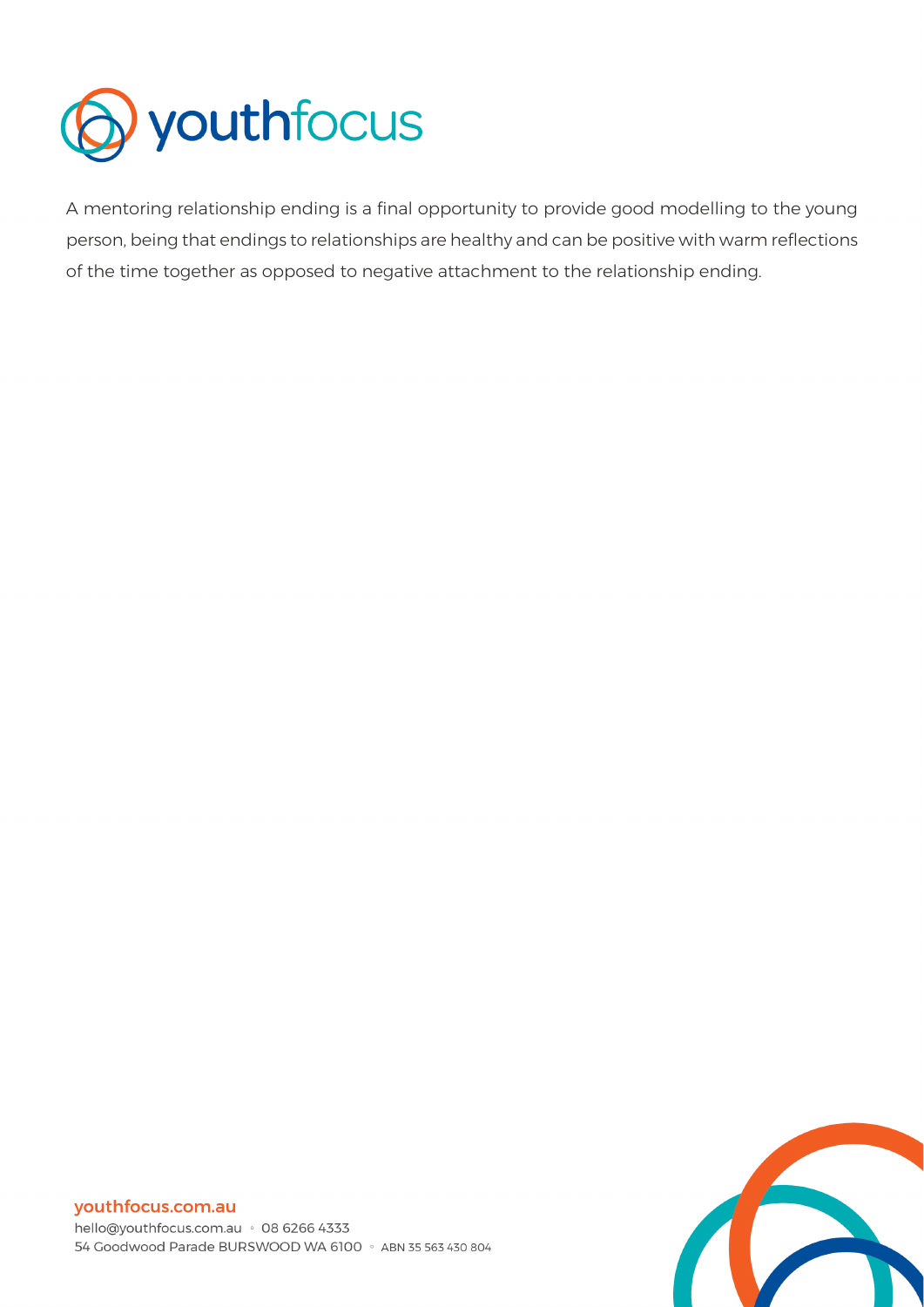A mentoring relationship ending is a final opportunity to provide good modelling to the young person, being that endings to relationships are healthy and can be positive with warm reflections of the time together as opposed to negative attachment to the relationship ending.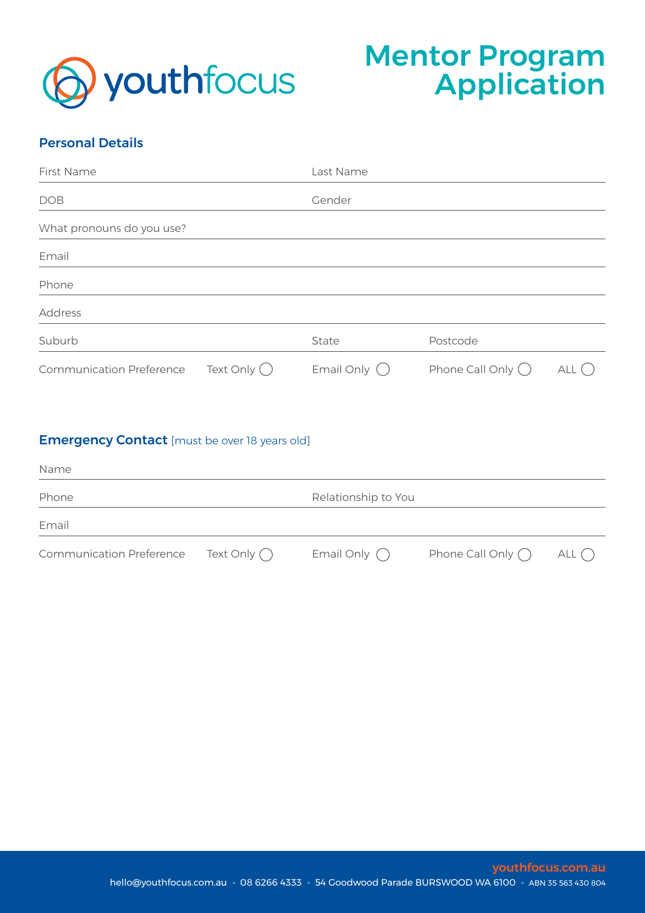youthfocus

# Mentor Program Application

## Personal Details

First Name ______________________ Last Name ______________________

DOB ______________________ Gender ______________________

What pronouns do you use? ______________________

Email ______________________

Phone ______________________

Address ______________________

Suburb ______________________ State ______________________ Postcode ______________________

Communication Preference Text Only ◯ Email Only ◯ Phone Call Only ◯ ALL ◯

## Emergency Contact [must be over 18 years old]

Name ______________________

Phone ______________________ Relationship to You ______________________

Email ______________________

Communication Preference Text Only ◯ Email Only ◯ Phone Call Only ◯ ALL ◯

youthfocus.com.au

hello@youthfocus.com.au ◦ 08 6266 4333 ◦ 54 Goodwood Parade BURSWOOD WA 6100 ◦ ABN 35 563 430 804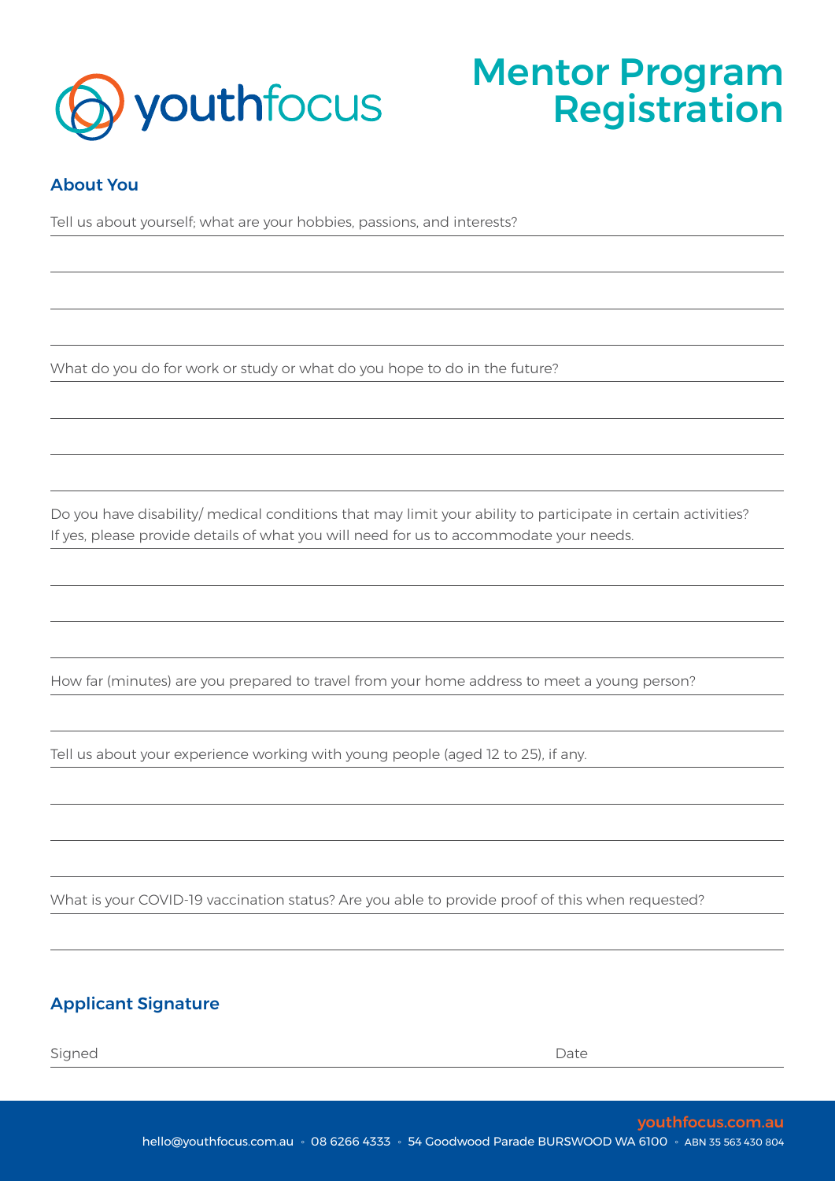youthfocus

# Mentor Program Registration

## About You

Tell us about yourself; what are your hobbies, passions, and interests?

What do you do for work or study or what do you hope to do in the future?

Do you have disability/ medical conditions that may limit your ability to participate in certain activities? If yes, please provide details of what you will need for us to accommodate your needs.

How far (minutes) are you prepared to travel from your home address to meet a young person?

Tell us about your experience working with young people (aged 12 to 25), if any.

What is your COVID-19 vaccination status? Are you able to provide proof of this when requested?

## Applicant Signature

Signed                                        Date

youthfocus.com.au

hello@youthfocus.com.au ◦ 08 6266 4333 ◦ 54 Goodwood Parade BURSWOOD WA 6100 ◦ ABN 35 563 430 804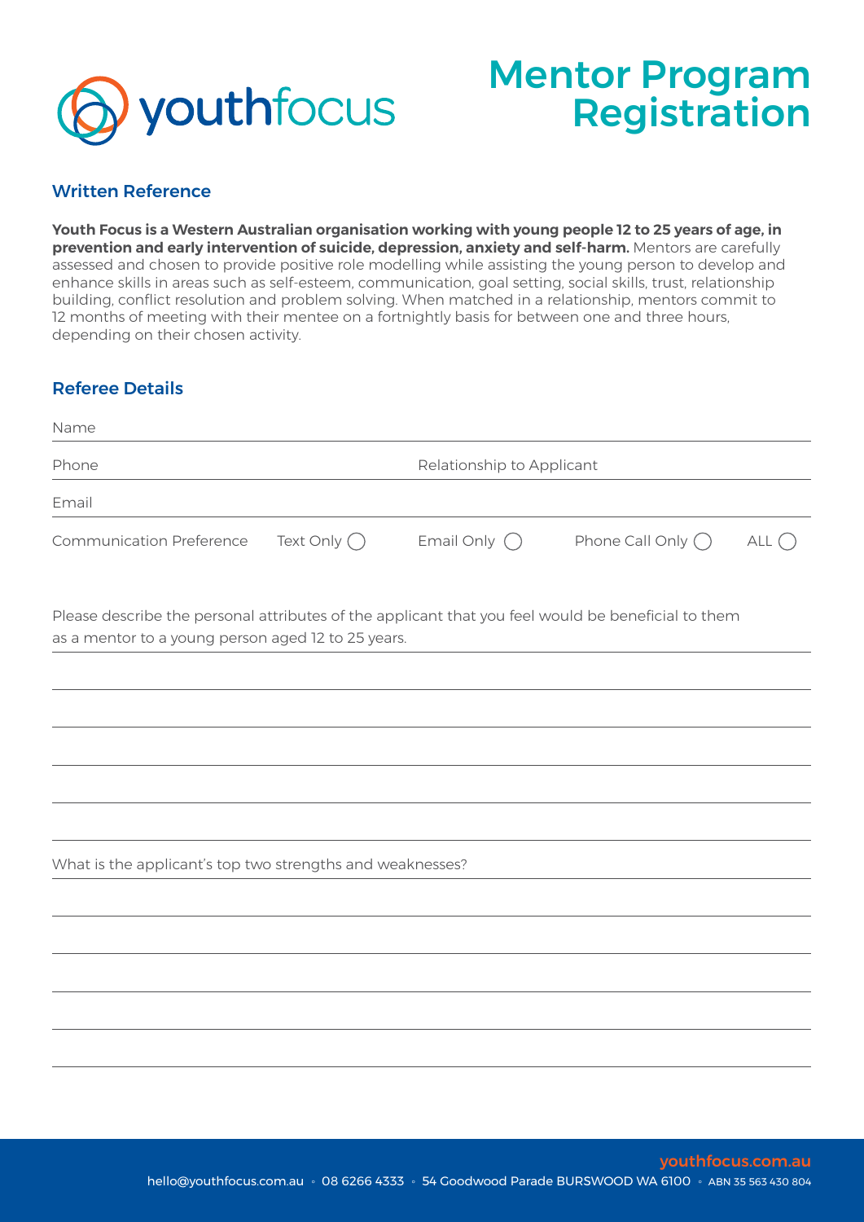# Mentor Program Registration

## Written Reference

**Youth Focus is a Western Australian organisation working with young people 12 to 25 years of age, in prevention and early intervention of suicide, depression, anxiety and self-harm.** Mentors are carefully assessed and chosen to provide positive role modelling while assisting the young person to develop and enhance skills in areas such as self-esteem, communication, goal setting, social skills, trust, relationship building, conflict resolution and problem solving. When matched in a relationship, mentors commit to 12 months of meeting with their mentee on a fortnightly basis for between one and three hours, depending on their chosen activity.

## Referee Details

Name

Phone | Relationship to Applicant

Email

Communication Preference: Text Only ◯ Email Only ◯ Phone Call Only ◯ ALL ◯

Please describe the personal attributes of the applicant that you feel would be beneficial to them as a mentor to a young person aged 12 to 25 years.

What is the applicant's top two strengths and weaknesses?

youthfocus.com.au

hello@youthfocus.com.au ◦ 08 6266 4333 ◦ 54 Goodwood Parade BURSWOOD WA 6100 ◦ ABN 35 563 430 804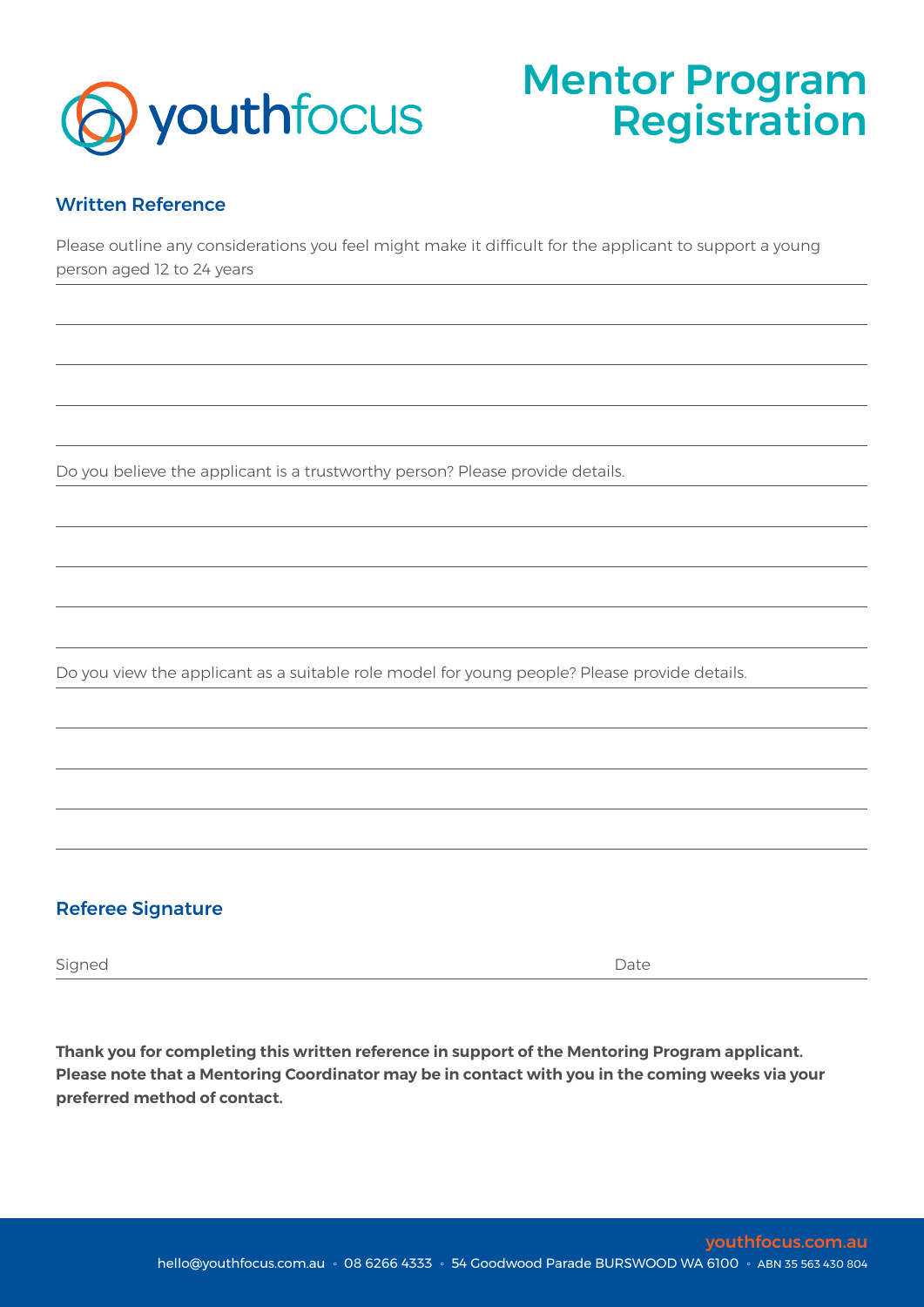# Mentor Program Registration

## Written Reference

Please outline any considerations you feel might make it difficult for the applicant to support a young person aged 12 to 24 years

Do you believe the applicant is a trustworthy person? Please provide details.

Do you view the applicant as a suitable role model for young people? Please provide details.

## Referee Signature

Signed Date

**Thank you for completing this written reference in support of the Mentoring Program applicant. Please note that a Mentoring Coordinator may be in contact with you in the coming weeks via your preferred method of contact.**

youthfocus.com.au

hello@youthfocus.com.au ◦ 08 6266 4333 ◦ 54 Goodwood Parade BURSWOOD WA 6100 ◦ ABN 35 563 430 804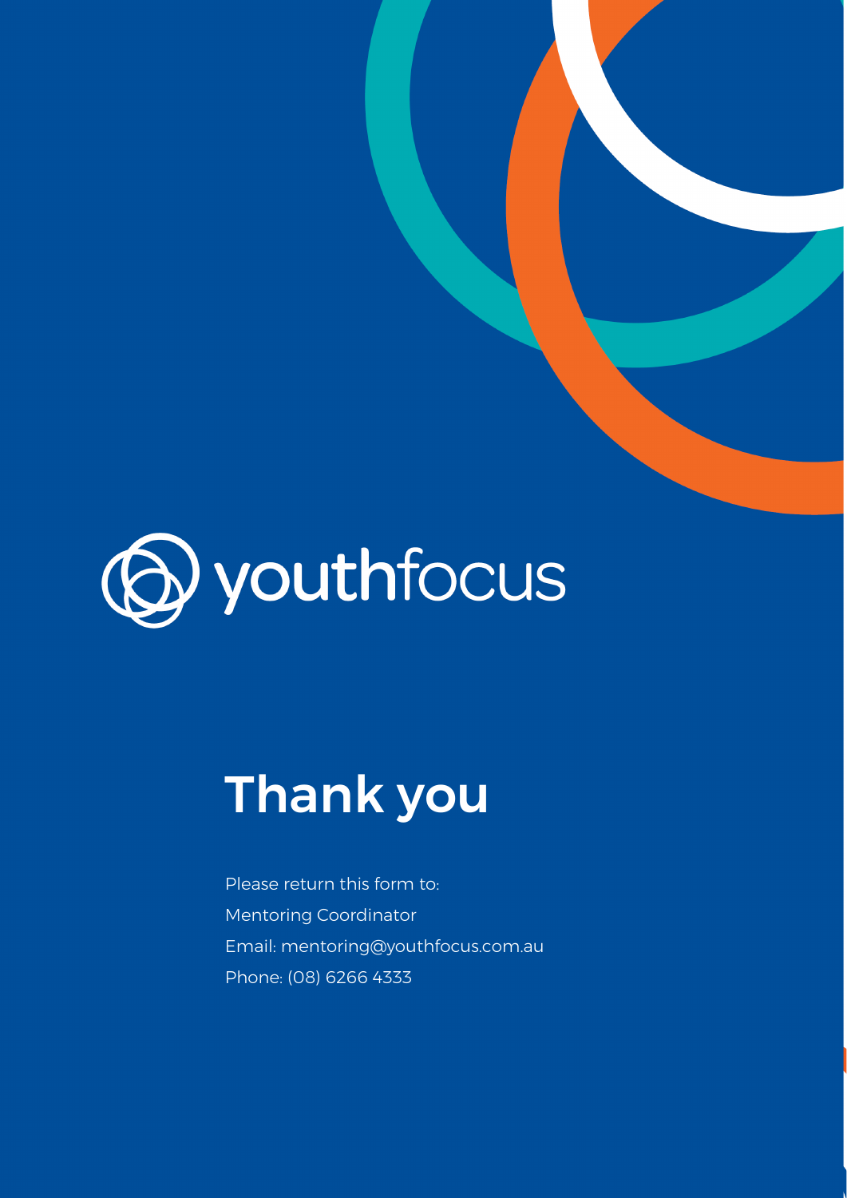youthfocus

# Thank you

Please return this form to:

Mentoring Coordinator

Email: mentoring@youthfocus.com.au

Phone: (08) 6266 4333